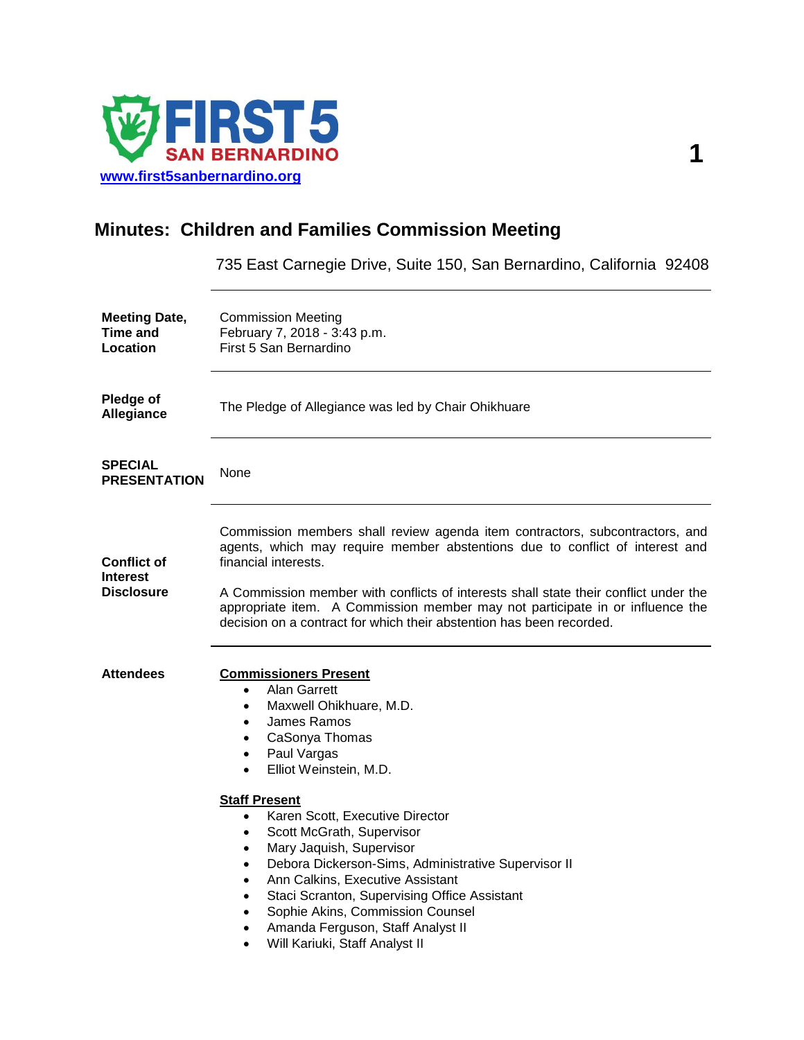FIRST 5 SAN BERNARDINO

[www.first5sanbernardino.org](http://www.first5sanbernardino.org)

# Minutes: Children and Families Commission Meeting

735 East Carnegie Drive, Suite 150, San Bernardino, California 92408

**Meeting Date, Time and Location**

Commission Meeting
February 7, 2018 - 3:43 p.m.
First 5 San Bernardino

**Pledge of Allegiance**

The Pledge of Allegiance was led by Chair Ohikhuare

**SPECIAL PRESENTATION**

None

**Conflict of Interest Disclosure**

Commission members shall review agenda item contractors, subcontractors, and agents, which may require member abstentions due to conflict of interest and financial interests.

A Commission member with conflicts of interests shall state their conflict under the appropriate item. A Commission member may not participate in or influence the decision on a contract for which their abstention has been recorded.

**Attendees**

**Commissioners Present**

- Alan Garrett
- Maxwell Ohikhuare, M.D.
- James Ramos
- CaSonya Thomas
- Paul Vargas
- Elliot Weinstein, M.D.

**Staff Present**

- Karen Scott, Executive Director
- Scott McGrath, Supervisor
- Mary Jaquish, Supervisor
- Debora Dickerson-Sims, Administrative Supervisor II
- Ann Calkins, Executive Assistant
- Staci Scranton, Supervising Office Assistant
- Sophie Akins, Commission Counsel
- Amanda Ferguson, Staff Analyst II
- Will Kariuki, Staff Analyst II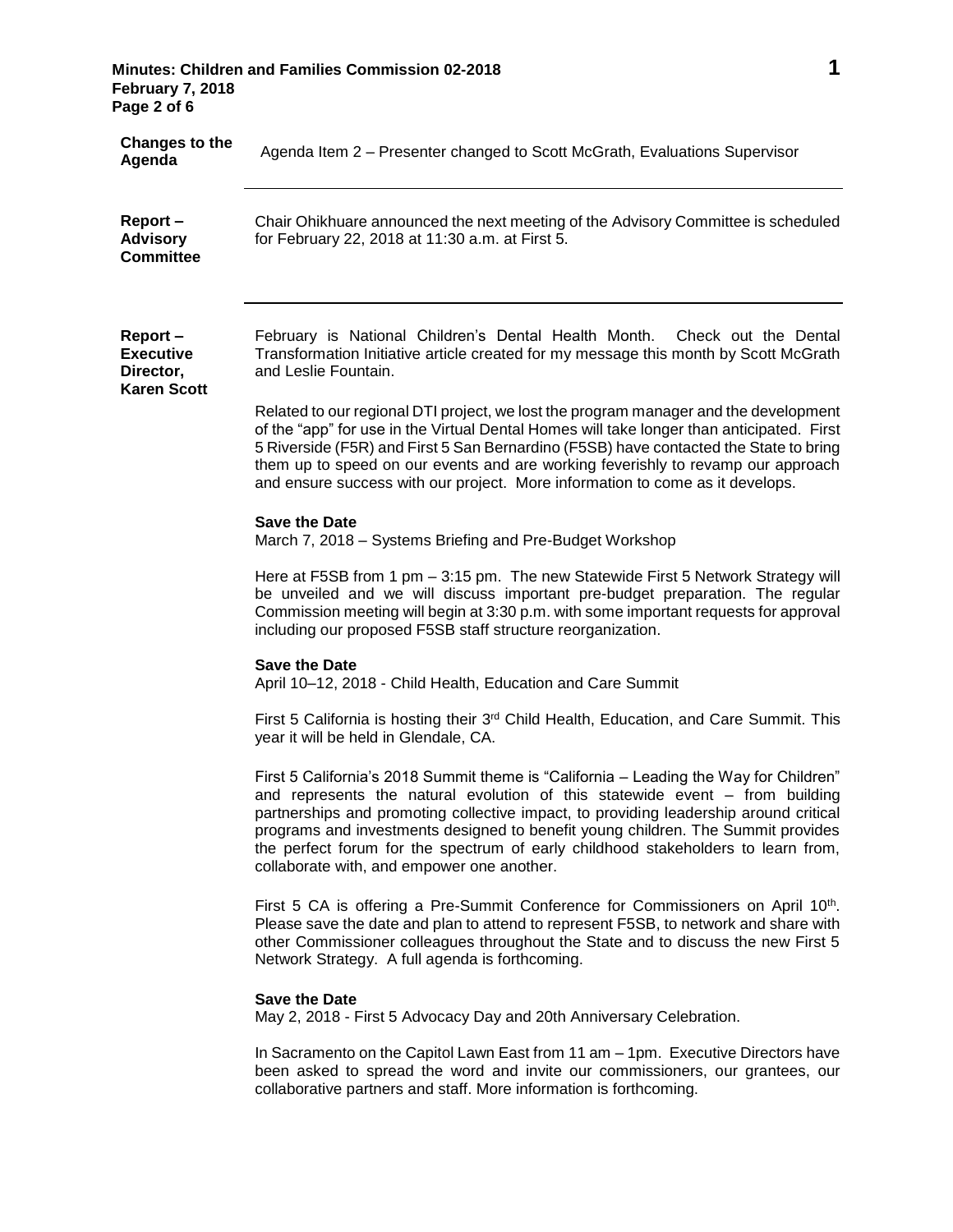**Changes to the Agenda**

Agenda Item 2 – Presenter changed to Scott McGrath, Evaluations Supervisor

---

**Report – Advisory Committee**

Chair Ohikhuare announced the next meeting of the Advisory Committee is scheduled for February 22, 2018 at 11:30 a.m. at First 5.

---

**Report – Executive Director, Karen Scott**

February is National Children's Dental Health Month. Check out the Dental Transformation Initiative article created for my message this month by Scott McGrath and Leslie Fountain.

Related to our regional DTI project, we lost the program manager and the development of the "app" for use in the Virtual Dental Homes will take longer than anticipated. First 5 Riverside (F5R) and First 5 San Bernardino (F5SB) have contacted the State to bring them up to speed on our events and are working feverishly to revamp our approach and ensure success with our project. More information to come as it develops.

**Save the Date**
March 7, 2018 – Systems Briefing and Pre-Budget Workshop

Here at F5SB from 1 pm – 3:15 pm. The new Statewide First 5 Network Strategy will be unveiled and we will discuss important pre-budget preparation. The regular Commission meeting will begin at 3:30 p.m. with some important requests for approval including our proposed F5SB staff structure reorganization.

**Save the Date**
April 10–12, 2018 - Child Health, Education and Care Summit

First 5 California is hosting their 3rd Child Health, Education, and Care Summit. This year it will be held in Glendale, CA.

First 5 California's 2018 Summit theme is "California – Leading the Way for Children" and represents the natural evolution of this statewide event – from building partnerships and promoting collective impact, to providing leadership around critical programs and investments designed to benefit young children. The Summit provides the perfect forum for the spectrum of early childhood stakeholders to learn from, collaborate with, and empower one another.

First 5 CA is offering a Pre-Summit Conference for Commissioners on April 10th. Please save the date and plan to attend to represent F5SB, to network and share with other Commissioner colleagues throughout the State and to discuss the new First 5 Network Strategy. A full agenda is forthcoming.

**Save the Date**
May 2, 2018 - First 5 Advocacy Day and 20th Anniversary Celebration.

In Sacramento on the Capitol Lawn East from 11 am – 1pm. Executive Directors have been asked to spread the word and invite our commissioners, our grantees, our collaborative partners and staff. More information is forthcoming.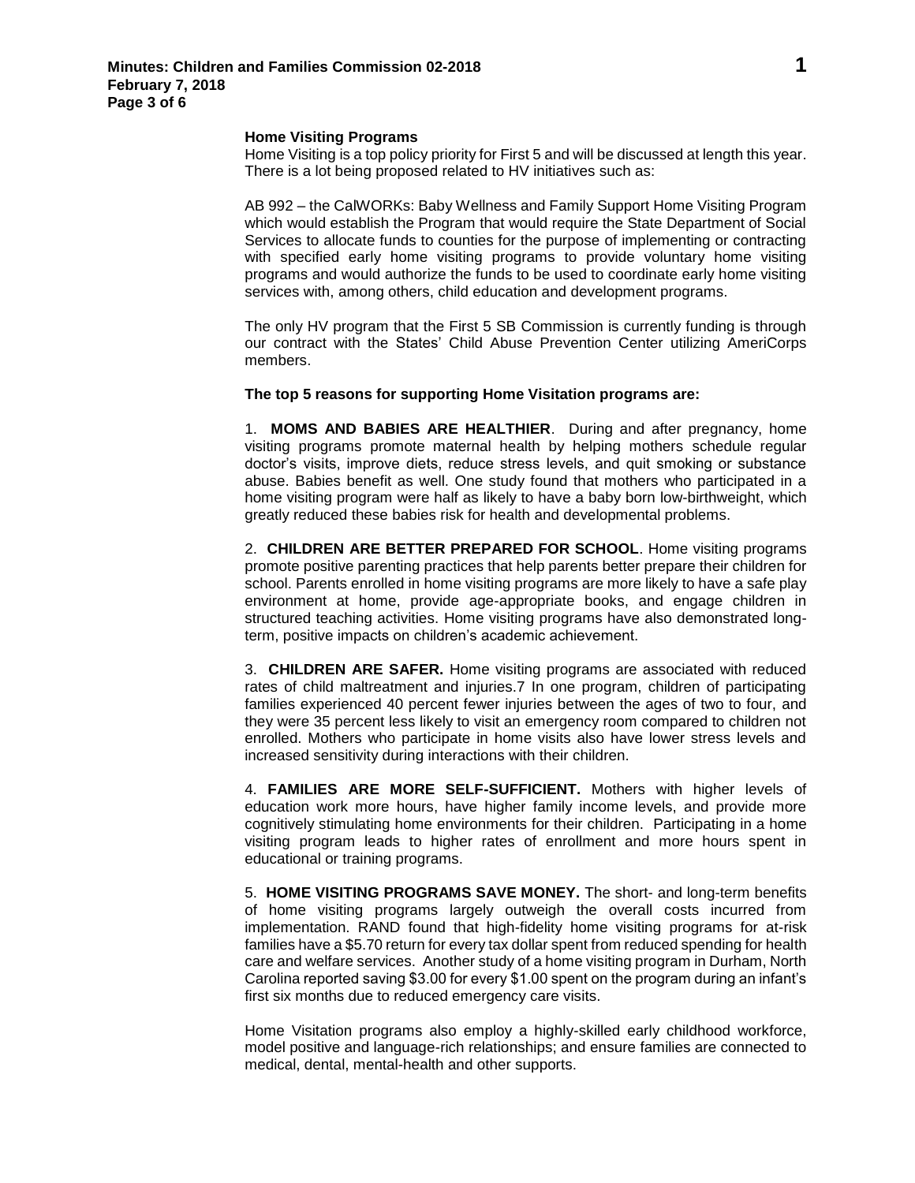**Home Visiting Programs**

Home Visiting is a top policy priority for First 5 and will be discussed at length this year. There is a lot being proposed related to HV initiatives such as:

AB 992 – the CalWORKs: Baby Wellness and Family Support Home Visiting Program which would establish the Program that would require the State Department of Social Services to allocate funds to counties for the purpose of implementing or contracting with specified early home visiting programs to provide voluntary home visiting programs and would authorize the funds to be used to coordinate early home visiting services with, among others, child education and development programs.

The only HV program that the First 5 SB Commission is currently funding is through our contract with the States' Child Abuse Prevention Center utilizing AmeriCorps members.

**The top 5 reasons for supporting Home Visitation programs are:**

1. **MOMS AND BABIES ARE HEALTHIER**. During and after pregnancy, home visiting programs promote maternal health by helping mothers schedule regular doctor's visits, improve diets, reduce stress levels, and quit smoking or substance abuse. Babies benefit as well. One study found that mothers who participated in a home visiting program were half as likely to have a baby born low-birthweight, which greatly reduced these babies risk for health and developmental problems.

2. **CHILDREN ARE BETTER PREPARED FOR SCHOOL**. Home visiting programs promote positive parenting practices that help parents better prepare their children for school. Parents enrolled in home visiting programs are more likely to have a safe play environment at home, provide age-appropriate books, and engage children in structured teaching activities. Home visiting programs have also demonstrated long-term, positive impacts on children's academic achievement.

3. **CHILDREN ARE SAFER.** Home visiting programs are associated with reduced rates of child maltreatment and injuries.7 In one program, children of participating families experienced 40 percent fewer injuries between the ages of two to four, and they were 35 percent less likely to visit an emergency room compared to children not enrolled. Mothers who participate in home visits also have lower stress levels and increased sensitivity during interactions with their children.

4. **FAMILIES ARE MORE SELF-SUFFICIENT.** Mothers with higher levels of education work more hours, have higher family income levels, and provide more cognitively stimulating home environments for their children. Participating in a home visiting program leads to higher rates of enrollment and more hours spent in educational or training programs.

5. **HOME VISITING PROGRAMS SAVE MONEY.** The short- and long-term benefits of home visiting programs largely outweigh the overall costs incurred from implementation. RAND found that high-fidelity home visiting programs for at-risk families have a $5.70 return for every tax dollar spent from reduced spending for health care and welfare services. Another study of a home visiting program in Durham, North Carolina reported saving $3.00 for every $1.00 spent on the program during an infant's first six months due to reduced emergency care visits.

Home Visitation programs also employ a highly-skilled early childhood workforce, model positive and language-rich relationships; and ensure families are connected to medical, dental, mental-health and other supports.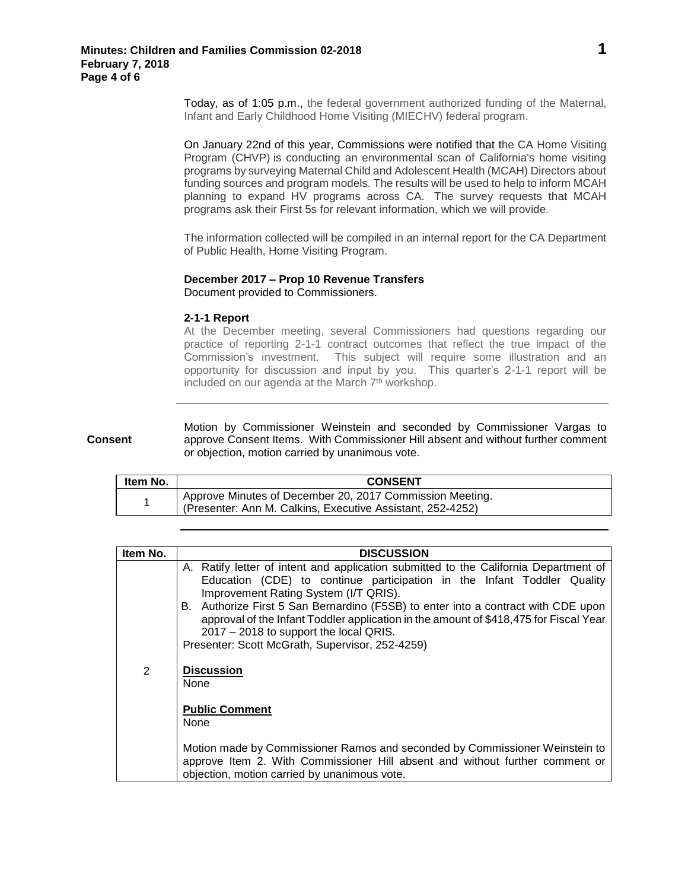Today, as of 1:05 p.m., the federal government authorized funding of the Maternal, Infant and Early Childhood Home Visiting (MIECHV) federal program.

On January 22nd of this year, Commissions were notified that the CA Home Visiting Program (CHVP) is conducting an environmental scan of California's home visiting programs by surveying Maternal Child and Adolescent Health (MCAH) Directors about funding sources and program models. The results will be used to help to inform MCAH planning to expand HV programs across CA. The survey requests that MCAH programs ask their First 5s for relevant information, which we will provide.

The information collected will be compiled in an internal report for the CA Department of Public Health, Home Visiting Program.

**December 2017 – Prop 10 Revenue Transfers**
Document provided to Commissioners.

**2-1-1 Report**
At the December meeting, several Commissioners had questions regarding our practice of reporting 2-1-1 contract outcomes that reflect the true impact of the Commission's investment. This subject will require some illustration and an opportunity for discussion and input by you. This quarter's 2-1-1 report will be included on our agenda at the March 7th workshop.

---

**Consent**

Motion by Commissioner Weinstein and seconded by Commissioner Vargas to approve Consent Items. With Commissioner Hill absent and without further comment or objection, motion carried by unanimous vote.

| Item No. | CONSENT |
| --- | --- |
| 1 | Approve Minutes of December 20, 2017 Commission Meeting. (Presenter: Ann M. Calkins, Executive Assistant, 252-4252) |

---

| Item No. | DISCUSSION |
| --- | --- |
| 2 | A. Ratify letter of intent and application submitted to the California Department of Education (CDE) to continue participation in the Infant Toddler Quality Improvement Rating System (I/T QRIS).<br>B. Authorize First 5 San Bernardino (F5SB) to enter into a contract with CDE upon approval of the Infant Toddler application in the amount of $418,475 for Fiscal Year 2017 – 2018 to support the local QRIS.<br>Presenter: Scott McGrath, Supervisor, 252-4259)<br><br>**Discussion**<br>None<br><br>**Public Comment**<br>None<br><br>Motion made by Commissioner Ramos and seconded by Commissioner Weinstein to approve Item 2. With Commissioner Hill absent and without further comment or objection, motion carried by unanimous vote. |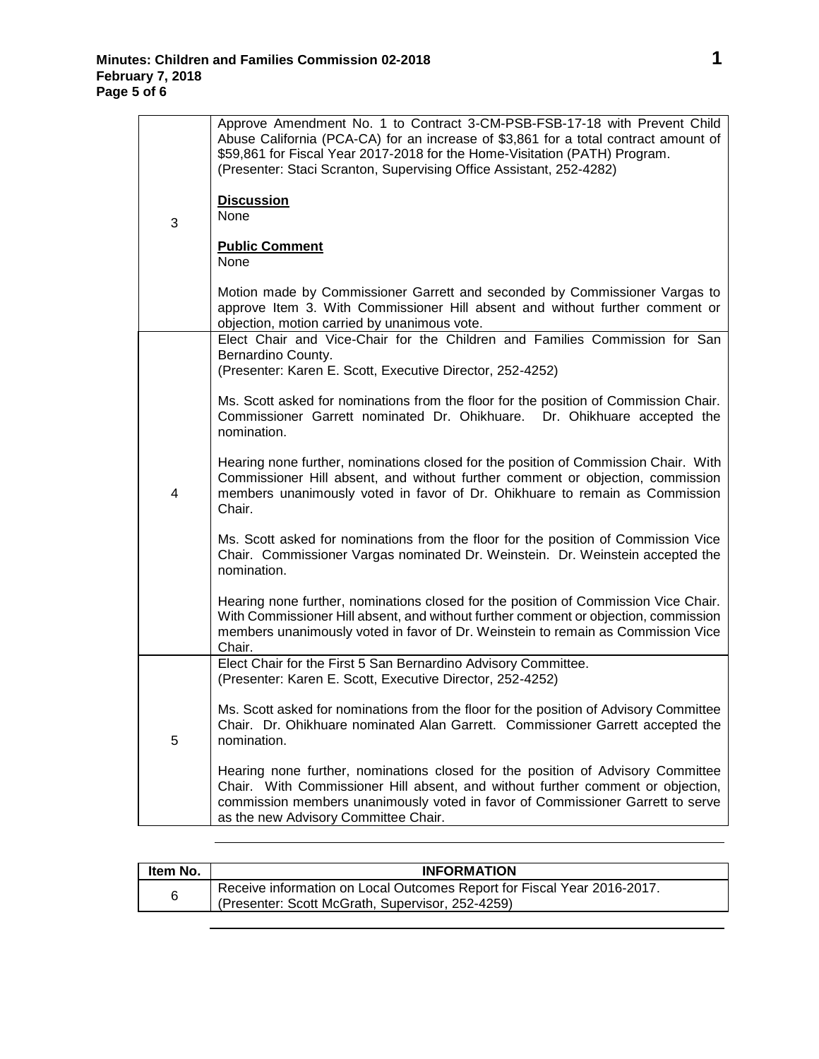| | |
|---|---|
| 3 | Approve Amendment No. 1 to Contract 3-CM-PSB-FSB-17-18 with Prevent Child Abuse California (PCA-CA) for an increase of $3,861 for a total contract amount of $59,861 for Fiscal Year 2017-2018 for the Home-Visitation (PATH) Program.<br>(Presenter: Staci Scranton, Supervising Office Assistant, 252-4282)<br><br>**Discussion**<br>None<br><br>**Public Comment**<br>None<br><br>Motion made by Commissioner Garrett and seconded by Commissioner Vargas to approve Item 3. With Commissioner Hill absent and without further comment or objection, motion carried by unanimous vote. |
| 4 | Elect Chair and Vice-Chair for the Children and Families Commission for San Bernardino County.<br>(Presenter: Karen E. Scott, Executive Director, 252-4252)<br><br>Ms. Scott asked for nominations from the floor for the position of Commission Chair. Commissioner Garrett nominated Dr. Ohikhuare. Dr. Ohikhuare accepted the nomination.<br><br>Hearing none further, nominations closed for the position of Commission Chair. With Commissioner Hill absent, and without further comment or objection, commission members unanimously voted in favor of Dr. Ohikhuare to remain as Commission Chair.<br><br>Ms. Scott asked for nominations from the floor for the position of Commission Vice Chair. Commissioner Vargas nominated Dr. Weinstein. Dr. Weinstein accepted the nomination.<br><br>Hearing none further, nominations closed for the position of Commission Vice Chair. With Commissioner Hill absent, and without further comment or objection, commission members unanimously voted in favor of Dr. Weinstein to remain as Commission Vice Chair. |
| 5 | Elect Chair for the First 5 San Bernardino Advisory Committee.<br>(Presenter: Karen E. Scott, Executive Director, 252-4252)<br><br>Ms. Scott asked for nominations from the floor for the position of Advisory Committee Chair. Dr. Ohikhuare nominated Alan Garrett. Commissioner Garrett accepted the nomination.<br><br>Hearing none further, nominations closed for the position of Advisory Committee Chair. With Commissioner Hill absent, and without further comment or objection, commission members unanimously voted in favor of Commissioner Garrett to serve as the new Advisory Committee Chair. |

| Item No. | INFORMATION |
|---|---|
| 6 | Receive information on Local Outcomes Report for Fiscal Year 2016-2017.<br>(Presenter: Scott McGrath, Supervisor, 252-4259) |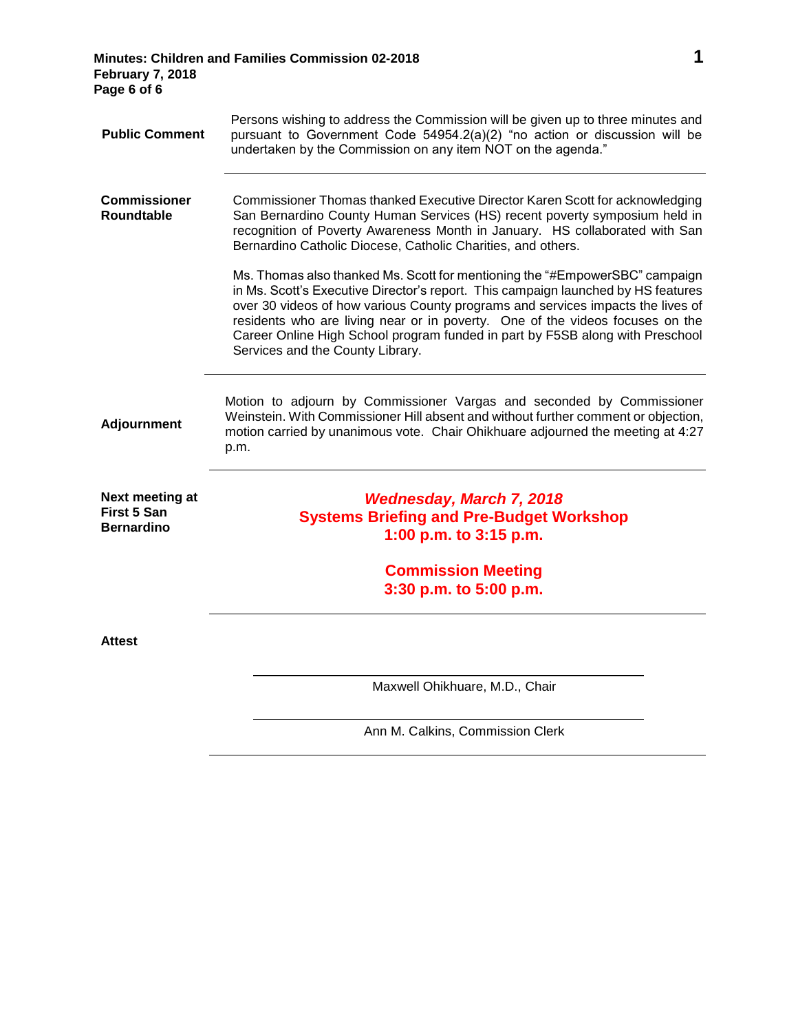**Public Comment**

Persons wishing to address the Commission will be given up to three minutes and pursuant to Government Code 54954.2(a)(2) "no action or discussion will be undertaken by the Commission on any item NOT on the agenda."

---

**Commissioner Roundtable**

Commissioner Thomas thanked Executive Director Karen Scott for acknowledging San Bernardino County Human Services (HS) recent poverty symposium held in recognition of Poverty Awareness Month in January. HS collaborated with San Bernardino Catholic Diocese, Catholic Charities, and others.

Ms. Thomas also thanked Ms. Scott for mentioning the "#EmpowerSBC" campaign in Ms. Scott's Executive Director's report. This campaign launched by HS features over 30 videos of how various County programs and services impacts the lives of residents who are living near or in poverty. One of the videos focuses on the Career Online High School program funded in part by F5SB along with Preschool Services and the County Library.

---

**Adjournment**

Motion to adjourn by Commissioner Vargas and seconded by Commissioner Weinstein. With Commissioner Hill absent and without further comment or objection, motion carried by unanimous vote. Chair Ohikhuare adjourned the meeting at 4:27 p.m.

---

**Next meeting at First 5 San Bernardino**

***Wednesday, March 7, 2018***
**Systems Briefing and Pre-Budget Workshop**
**1:00 p.m. to 3:15 p.m.**

**Commission Meeting**
**3:30 p.m. to 5:00 p.m.**

---

**Attest**

\_\_\_\_\_\_\_\_\_\_\_\_\_\_\_\_\_\_\_\_\_\_\_\_\_\_\_\_\_\_
Maxwell Ohikhuare, M.D., Chair

\_\_\_\_\_\_\_\_\_\_\_\_\_\_\_\_\_\_\_\_\_\_\_\_\_\_\_\_\_\_
Ann M. Calkins, Commission Clerk